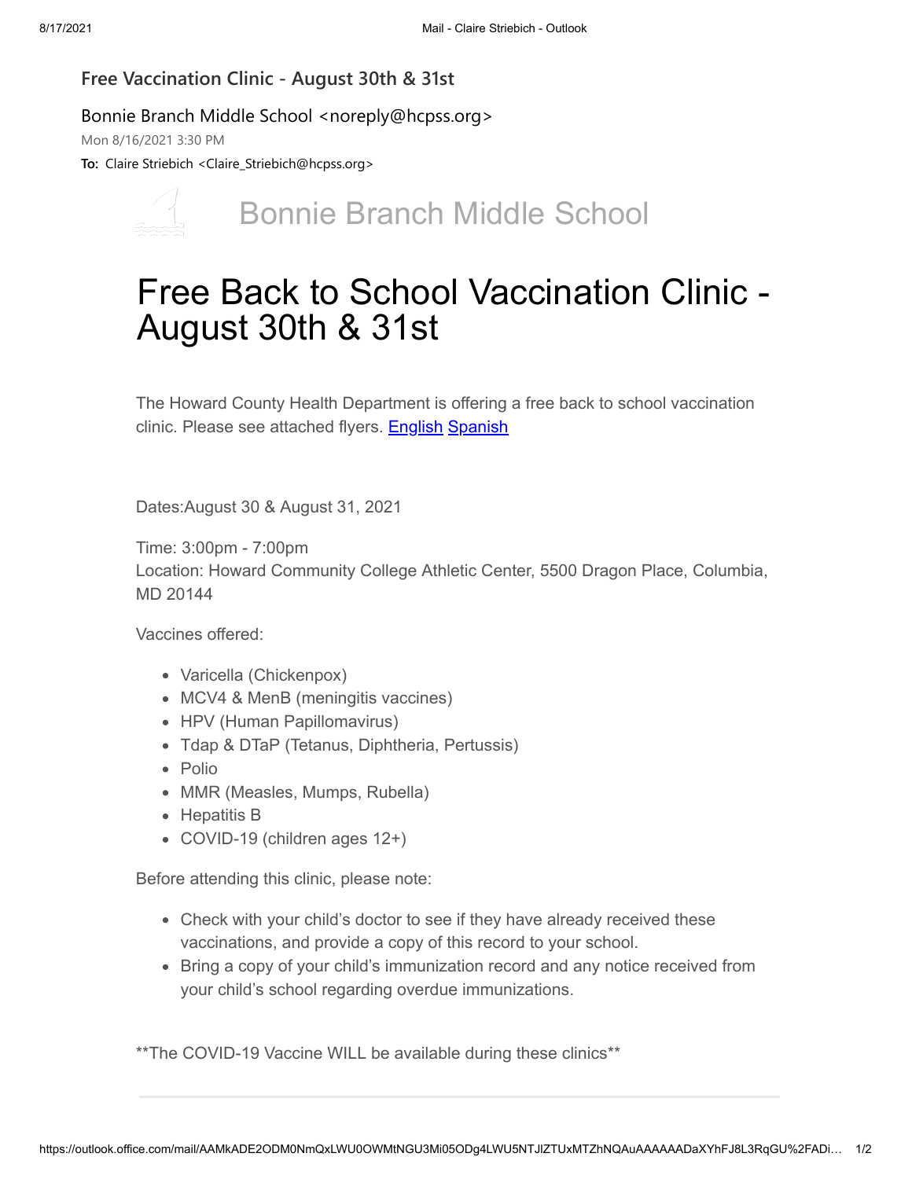Free Vaccination Clinic - August 30th & 31st

Bonnie Branch Middle School <noreply@hcpss.org>

Mon 8/16/2021 3:30 PM

**To:** Claire Striebich <Claire_Striebich@hcpss.org>

Bonnie Branch Middle School

# Free Back to School Vaccination Clinic - August 30th & 31st

The Howard County Health Department is offering a free back to school vaccination clinic. Please see attached flyers. English Spanish

Dates:August 30 & August 31, 2021

Time: 3:00pm - 7:00pm
Location: Howard Community College Athletic Center, 5500 Dragon Place, Columbia, MD 20144

Vaccines offered:

- Varicella (Chickenpox)
- MCV4 & MenB (meningitis vaccines)
- HPV (Human Papillomavirus)
- Tdap & DTaP (Tetanus, Diphtheria, Pertussis)
- Polio
- MMR (Measles, Mumps, Rubella)
- Hepatitis B
- COVID-19 (children ages 12+)

Before attending this clinic, please note:

- Check with your child's doctor to see if they have already received these vaccinations, and provide a copy of this record to your school.
- Bring a copy of your child's immunization record and any notice received from your child's school regarding overdue immunizations.

**The COVID-19 Vaccine WILL be available during these clinics**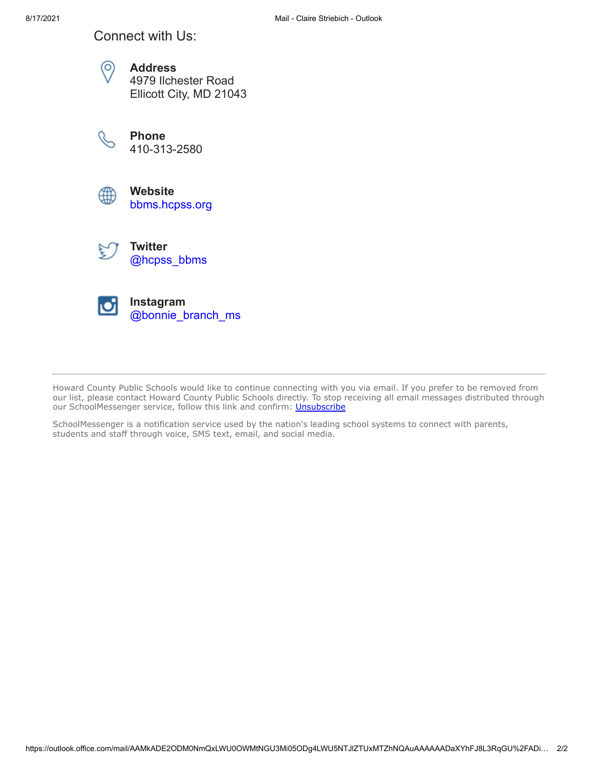## Connect with Us:

**Address**
4979 Ilchester Road
Ellicott City, MD 21043

**Phone**
410-313-2580

**Website**
bbms.hcpss.org

**Twitter**
@hcpss_bbms

**Instagram**
@bonnie_branch_ms

---

Howard County Public Schools would like to continue connecting with you via email. If you prefer to be removed from our list, please contact Howard County Public Schools directly. To stop receiving all email messages distributed through our SchoolMessenger service, follow this link and confirm: Unsubscribe

SchoolMessenger is a notification service used by the nation's leading school systems to connect with parents, students and staff through voice, SMS text, email, and social media.